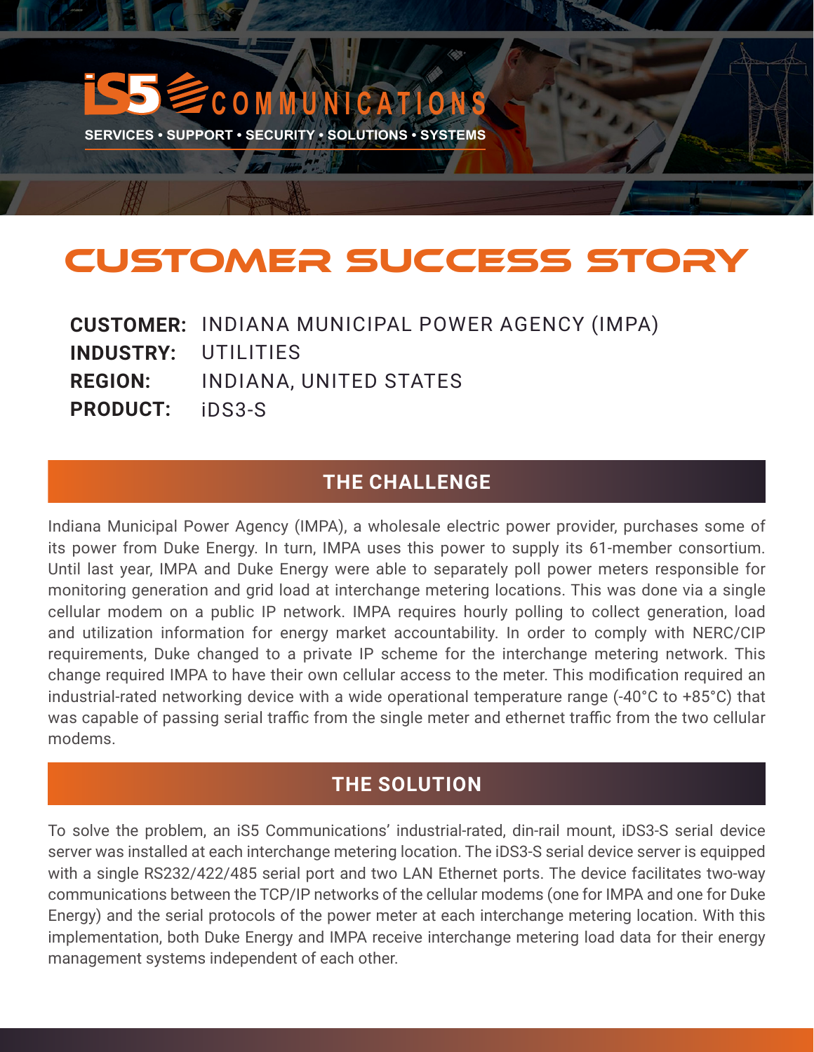iS5 COMMUNICATIONS

SERVICES • SUPPORT • SECURITY • SOLUTIONS • SYSTEMS

# CUSTOMER SUCCESS STORY

**CUSTOMER:** INDIANA MUNICIPAL POWER AGENCY (IMPA)
**INDUSTRY:** UTILITIES
**REGION:** INDIANA, UNITED STATES
**PRODUCT:** iDS3-S

## THE CHALLENGE

Indiana Municipal Power Agency (IMPA), a wholesale electric power provider, purchases some of its power from Duke Energy. In turn, IMPA uses this power to supply its 61-member consortium. Until last year, IMPA and Duke Energy were able to separately poll power meters responsible for monitoring generation and grid load at interchange metering locations. This was done via a single cellular modem on a public IP network. IMPA requires hourly polling to collect generation, load and utilization information for energy market accountability. In order to comply with NERC/CIP requirements, Duke changed to a private IP scheme for the interchange metering network. This change required IMPA to have their own cellular access to the meter. This modification required an industrial-rated networking device with a wide operational temperature range (-40°C to +85°C) that was capable of passing serial traffic from the single meter and ethernet traffic from the two cellular modems.

## THE SOLUTION

To solve the problem, an iS5 Communications' industrial-rated, din-rail mount, iDS3-S serial device server was installed at each interchange metering location. The iDS3-S serial device server is equipped with a single RS232/422/485 serial port and two LAN Ethernet ports. The device facilitates two-way communications between the TCP/IP networks of the cellular modems (one for IMPA and one for Duke Energy) and the serial protocols of the power meter at each interchange metering location. With this implementation, both Duke Energy and IMPA receive interchange metering load data for their energy management systems independent of each other.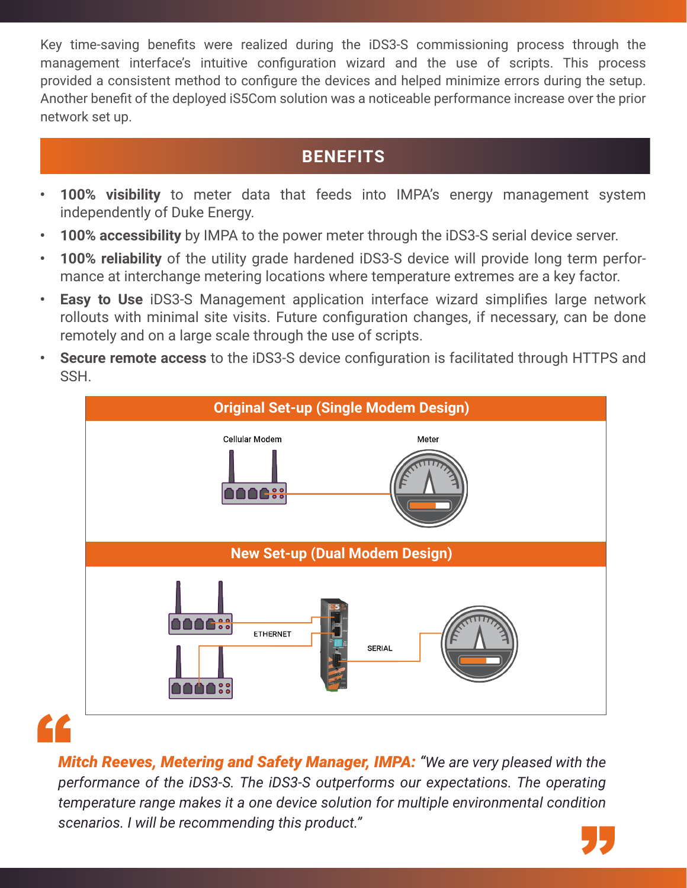Key time-saving benefits were realized during the iDS3-S commissioning process through the management interface's intuitive configuration wizard and the use of scripts. This process provided a consistent method to configure the devices and helped minimize errors during the setup. Another benefit of the deployed iS5Com solution was a noticeable performance increase over the prior network set up.

## BENEFITS

- **100% visibility** to meter data that feeds into IMPA's energy management system independently of Duke Energy.
- **100% accessibility** by IMPA to the power meter through the iDS3-S serial device server.
- **100% reliability** of the utility grade hardened iDS3-S device will provide long term performance at interchange metering locations where temperature extremes are a key factor.
- **Easy to Use** iDS3-S Management application interface wizard simplifies large network rollouts with minimal site visits. Future configuration changes, if necessary, can be done remotely and on a large scale through the use of scripts.
- **Secure remote access** to the iDS3-S device configuration is facilitated through HTTPS and SSH.

**Original Set-up (Single Modem Design)**

Cellular Modem

Meter

**New Set-up (Dual Modem Design)**

ETHERNET

SERIAL

***Mitch Reeves, Metering and Safety Manager, IMPA:*** *"We are very pleased with the performance of the iDS3-S. The iDS3-S outperforms our expectations. The operating temperature range makes it a one device solution for multiple environmental condition scenarios. I will be recommending this product."*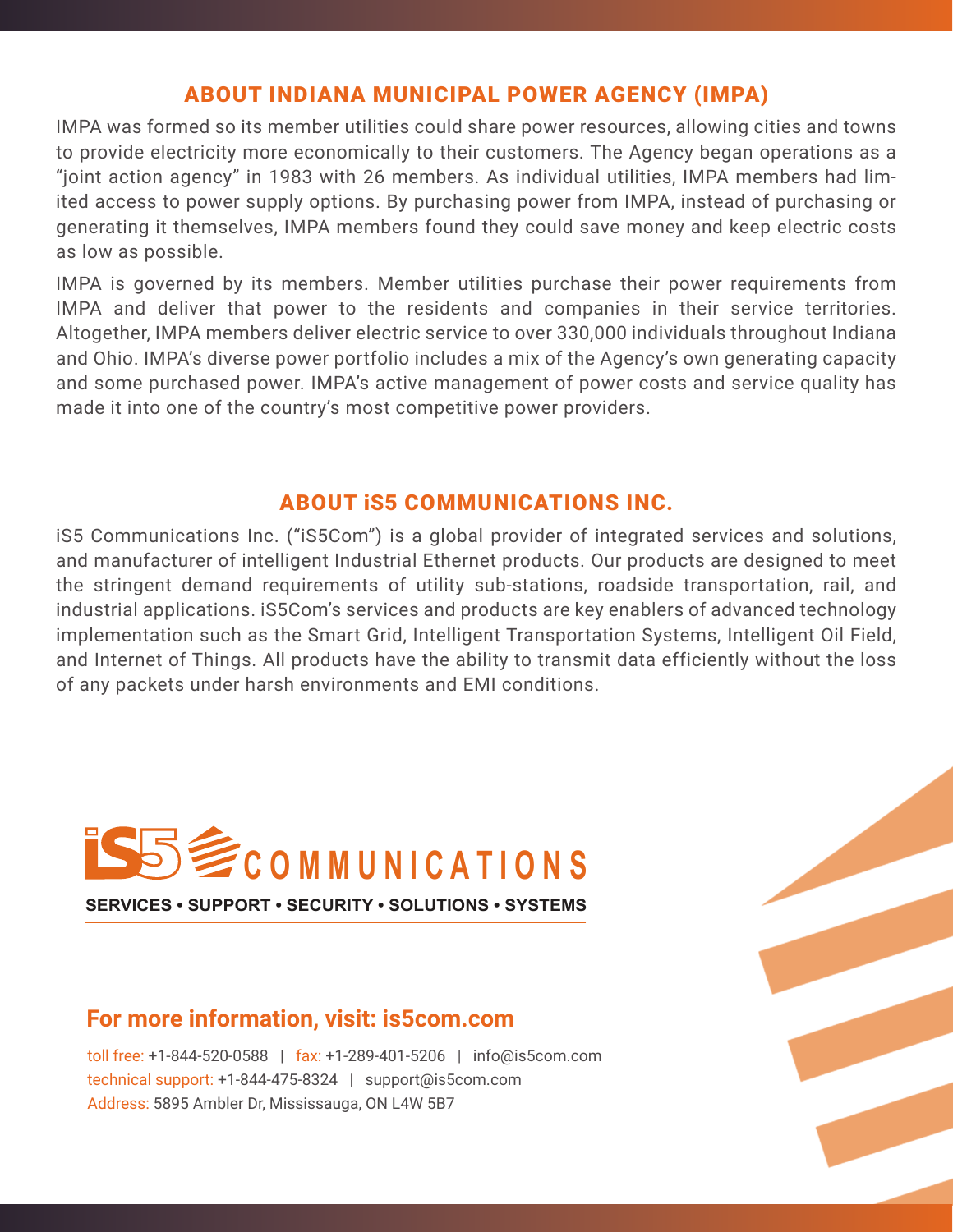## ABOUT INDIANA MUNICIPAL POWER AGENCY (IMPA)

IMPA was formed so its member utilities could share power resources, allowing cities and towns to provide electricity more economically to their customers. The Agency began operations as a "joint action agency" in 1983 with 26 members. As individual utilities, IMPA members had limited access to power supply options. By purchasing power from IMPA, instead of purchasing or generating it themselves, IMPA members found they could save money and keep electric costs as low as possible.

IMPA is governed by its members. Member utilities purchase their power requirements from IMPA and deliver that power to the residents and companies in their service territories. Altogether, IMPA members deliver electric service to over 330,000 individuals throughout Indiana and Ohio. IMPA's diverse power portfolio includes a mix of the Agency's own generating capacity and some purchased power. IMPA's active management of power costs and service quality has made it into one of the country's most competitive power providers.

## ABOUT iS5 COMMUNICATIONS INC.

iS5 Communications Inc. ("iS5Com") is a global provider of integrated services and solutions, and manufacturer of intelligent Industrial Ethernet products. Our products are designed to meet the stringent demand requirements of utility sub-stations, roadside transportation, rail, and industrial applications. iS5Com's services and products are key enablers of advanced technology implementation such as the Smart Grid, Intelligent Transportation Systems, Intelligent Oil Field, and Internet of Things. All products have the ability to transmit data efficiently without the loss of any packets under harsh environments and EMI conditions.

iS5 COMMUNICATIONS

SERVICES • SUPPORT • SECURITY • SOLUTIONS • SYSTEMS

### For more information, visit: is5com.com

toll free: +1-844-520-0588 | fax: +1-289-401-5206 | info@is5com.com
technical support: +1-844-475-8324 | support@is5com.com
Address: 5895 Ambler Dr, Mississauga, ON L4W 5B7